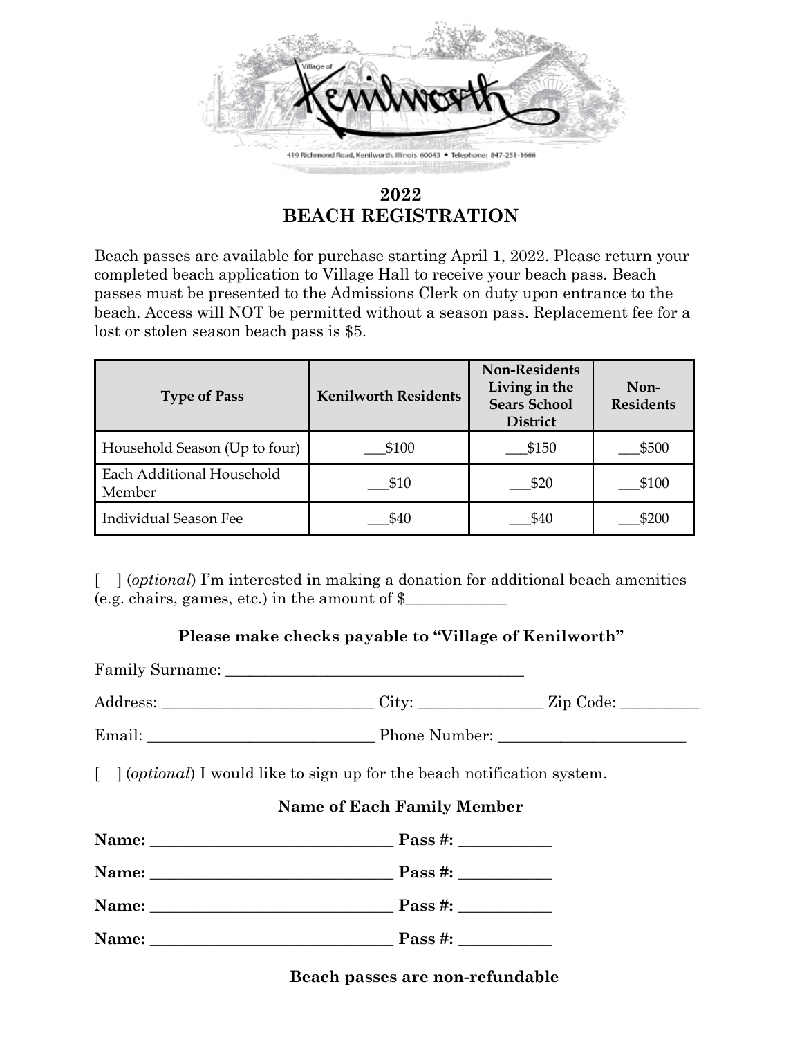Village of Kenilworth

419 Richmond Road, Kenilworth, Illinois 60043 • Telephone: 847-251-1666

# 2022
# BEACH REGISTRATION

Beach passes are available for purchase starting April 1, 2022. Please return your completed beach application to Village Hall to receive your beach pass. Beach passes must be presented to the Admissions Clerk on duty upon entrance to the beach. Access will NOT be permitted without a season pass. Replacement fee for a lost or stolen season beach pass is $5.

| Type of Pass | Kenilworth Residents | Non-Residents Living in the Sears School District | Non-Residents |
|---|---|---|---|
| Household Season (Up to four) | ___$100 | ___$150 | ___$500 |
| Each Additional Household Member | ___$10 | ___$20 | ___$100 |
| Individual Season Fee | ___$40 | ___$40 | ___$200 |

[ ] (*optional*) I'm interested in making a donation for additional beach amenities (e.g. chairs, games, etc.) in the amount of $_____________

**Please make checks payable to "Village of Kenilworth"**

Family Surname: ______________________________________

Address: ___________________________ City: _______________ Zip Code: __________

Email: _____________________________ Phone Number: _______________________

[ ] (*optional*) I would like to sign up for the beach notification system.

**Name of Each Family Member**

**Name:** ______________________________ **Pass #:** ___________

**Name:** ______________________________ **Pass #:** ___________

**Name:** ______________________________ **Pass #:** ___________

**Name:** ______________________________ **Pass #:** ___________

**Beach passes are non-refundable**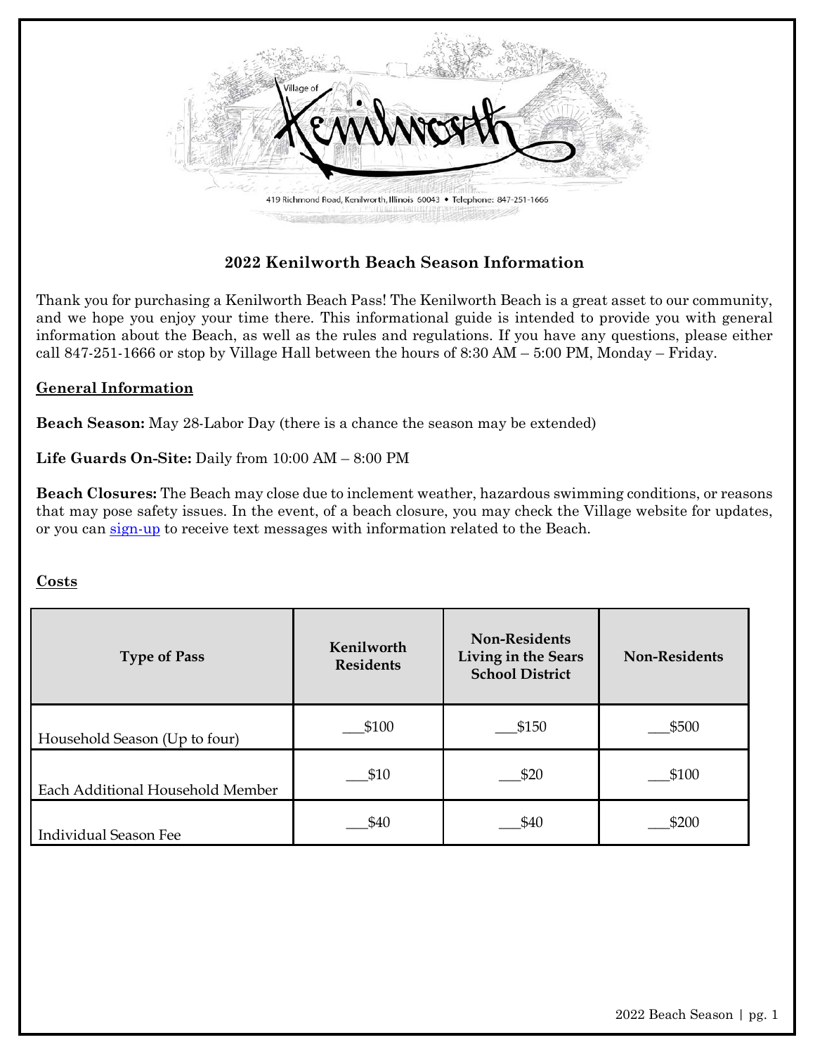# 2022 Kenilworth Beach Season Information

Thank you for purchasing a Kenilworth Beach Pass! The Kenilworth Beach is a great asset to our community, and we hope you enjoy your time there. This informational guide is intended to provide you with general information about the Beach, as well as the rules and regulations. If you have any questions, please either call 847-251-1666 or stop by Village Hall between the hours of 8:30 AM – 5:00 PM, Monday – Friday.

## General Information

**Beach Season:** May 28-Labor Day (there is a chance the season may be extended)

**Life Guards On-Site:** Daily from 10:00 AM – 8:00 PM

**Beach Closures:** The Beach may close due to inclement weather, hazardous swimming conditions, or reasons that may pose safety issues. In the event, of a beach closure, you may check the Village website for updates, or you can sign-up to receive text messages with information related to the Beach.

## Costs

| Type of Pass | Kenilworth Residents | Non-Residents Living in the Sears School District | Non-Residents |
|---|---|---|---|
| Household Season (Up to four) | ___$100 | ___$150 | ___$500 |
| Each Additional Household Member | ___$10 | ___$20 | ___$100 |
| Individual Season Fee | ___$40 | ___$40 | ___$200 |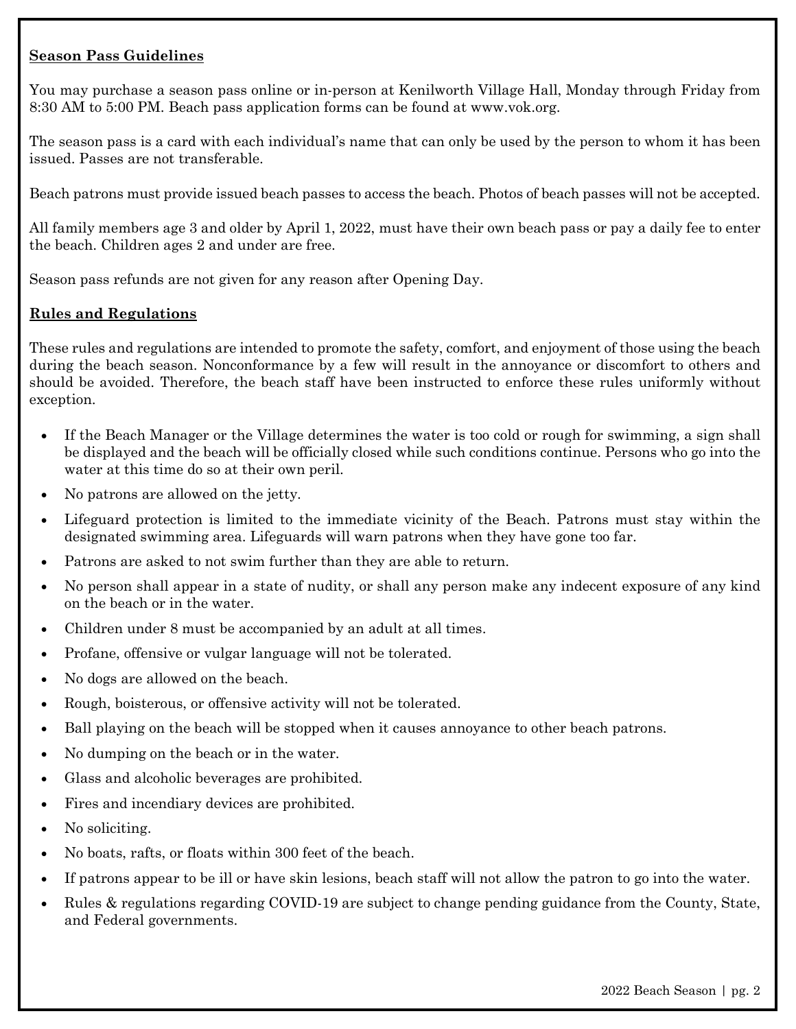## Season Pass Guidelines

You may purchase a season pass online or in-person at Kenilworth Village Hall, Monday through Friday from 8:30 AM to 5:00 PM. Beach pass application forms can be found at www.vok.org.

The season pass is a card with each individual's name that can only be used by the person to whom it has been issued. Passes are not transferable.

Beach patrons must provide issued beach passes to access the beach. Photos of beach passes will not be accepted.

All family members age 3 and older by April 1, 2022, must have their own beach pass or pay a daily fee to enter the beach. Children ages 2 and under are free.

Season pass refunds are not given for any reason after Opening Day.

## Rules and Regulations

These rules and regulations are intended to promote the safety, comfort, and enjoyment of those using the beach during the beach season. Nonconformance by a few will result in the annoyance or discomfort to others and should be avoided. Therefore, the beach staff have been instructed to enforce these rules uniformly without exception.

- If the Beach Manager or the Village determines the water is too cold or rough for swimming, a sign shall be displayed and the beach will be officially closed while such conditions continue. Persons who go into the water at this time do so at their own peril.
- No patrons are allowed on the jetty.
- Lifeguard protection is limited to the immediate vicinity of the Beach. Patrons must stay within the designated swimming area. Lifeguards will warn patrons when they have gone too far.
- Patrons are asked to not swim further than they are able to return.
- No person shall appear in a state of nudity, or shall any person make any indecent exposure of any kind on the beach or in the water.
- Children under 8 must be accompanied by an adult at all times.
- Profane, offensive or vulgar language will not be tolerated.
- No dogs are allowed on the beach.
- Rough, boisterous, or offensive activity will not be tolerated.
- Ball playing on the beach will be stopped when it causes annoyance to other beach patrons.
- No dumping on the beach or in the water.
- Glass and alcoholic beverages are prohibited.
- Fires and incendiary devices are prohibited.
- No soliciting.
- No boats, rafts, or floats within 300 feet of the beach.
- If patrons appear to be ill or have skin lesions, beach staff will not allow the patron to go into the water.
- Rules & regulations regarding COVID-19 are subject to change pending guidance from the County, State, and Federal governments.